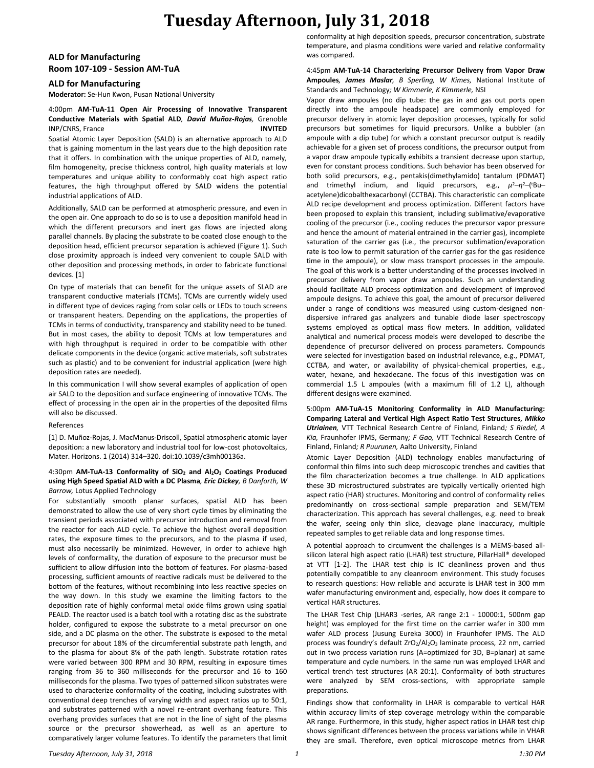# Tuesday Afternoon, July 31, 2018

## ALD for Manufacturing
## Room 107-109 - Session AM-TuA

## ALD for Manufacturing

**Moderator:** Se-Hun Kwon, Pusan National University

4:00pm **AM-TuA-11 Open Air Processing of Innovative Transparent Conductive Materials with Spatial ALD**, ***David Muñoz-Rojas***, Grenoble INP/CNRS, France **INVITED**

Spatial Atomic Layer Deposition (SALD) is an alternative approach to ALD that is gaining momentum in the last years due to the high deposition rate that it offers. In combination with the unique properties of ALD, namely, film homogeneity, precise thickness control, high quality materials at low temperatures and unique ability to conformably coat high aspect ratio features, the high throughput offered by SALD widens the potential industrial applications of ALD.

Additionally, SALD can be performed at atmospheric pressure, and even in the open air. One approach to do so is to use a deposition manifold head in which the different precursors and inert gas flows are injected along parallel channels. By placing the substrate to be coated close enough to the deposition head, efficient precursor separation is achieved (Figure 1). Such close proximity approach is indeed very convenient to couple SALD with other deposition and processing methods, in order to fabricate functional devices. [1]

On type of materials that can benefit for the unique assets of SLAD are transparent conductive materials (TCMs). TCMs are currently widely used in different type of devices raging from solar cells or LEDs to touch screens or transparent heaters. Depending on the applications, the properties of TCMs in terms of conductivity, transparency and stability need to be tuned. But in most cases, the ability to deposit TCMs at low temperatures and with high throughput is required in order to be compatible with other delicate components in the device (organic active materials, soft substrates such as plastic) and to be convenient for industrial application (were high deposition rates are needed).

In this communication I will show several examples of application of open air SALD to the deposition and surface engineering of innovative TCMs. The effect of processing in the open air in the properties of the deposited films will also be discussed.

References

[1] D. Muñoz-Rojas, J. MacManus-Driscoll, Spatial atmospheric atomic layer deposition: a new laboratory and industrial tool for low-cost photovoltaics, Mater. Horizons. 1 (2014) 314–320. doi:10.1039/c3mh00136a.

4:30pm **AM-TuA-13 Conformality of $SiO_2$ and $Al_2O_3$ Coatings Produced using High Speed Spatial ALD with a DC Plasma**, ***Eric Dickey***, *B Danforth, W Barrow,* Lotus Applied Technology

For substantially smooth planar surfaces, spatial ALD has been demonstrated to allow the use of very short cycle times by eliminating the transient periods associated with precursor introduction and removal from the reactor for each ALD cycle. To achieve the highest overall deposition rates, the exposure times to the precursors, and to the plasma if used, must also necessarily be minimized. However, in order to achieve high levels of conformality, the duration of exposure to the precursor must be sufficient to allow diffusion into the bottom of features. For plasma-based processing, sufficient amounts of reactive radicals must be delivered to the bottom of the features, without recombining into less reactive species on the way down. In this study we examine the limiting factors to the deposition rate of highly conformal metal oxide films grown using spatial PEALD. The reactor used is a batch tool with a rotating disc as the substrate holder, configured to expose the substrate to a metal precursor on one side, and a DC plasma on the other. The substrate is exposed to the metal precursor for about 18% of the circumferential substrate path length, and to the plasma for about 8% of the path length. Substrate rotation rates were varied between 300 RPM and 30 RPM, resulting in exposure times ranging from 36 to 360 milliseconds for the precursor and 16 to 160 milliseconds for the plasma. Two types of patterned silicon substrates were used to characterize conformality of the coating, including substrates with conventional deep trenches of varying width and aspect ratios up to 50:1, and substrates patterned with a novel re-entrant overhang feature. This overhang provides surfaces that are not in the line of sight of the plasma source or the precursor showerhead, as well as an aperture to comparatively larger volume features. To identify the parameters that limit conformality at high deposition speeds, precursor concentration, substrate temperature, and plasma conditions were varied and relative conformality was compared.

4:45pm **AM-TuA-14 Characterizing Precursor Delivery from Vapor Draw Ampoules**, ***James Maslar***, *B Sperling, W Kimes,* National Institute of Standards and Technology*; W Kimmerle, K Kimmerle,* NSI

Vapor draw ampoules (no dip tube: the gas in and gas out ports open directly into the ampoule headspace) are commonly employed for precursor delivery in atomic layer deposition processes, typically for solid precursors but sometimes for liquid precursors. Unlike a bubbler (an ampoule with a dip tube) for which a constant precursor output is readily achievable for a given set of process conditions, the precursor output from a vapor draw ampoule typically exhibits a transient decrease upon startup, even for constant process conditions. Such behavior has been observed for both solid precursors, e.g., pentakis(dimethylamido) tantalum (PDMAT) and trimethyl indium, and liquid precursors, e.g., $\mu^2$–$\eta^2$–($^t$Bu–acetylene)dicobalthexacarbonyl (CCTBA). This characteristic can complicate ALD recipe development and process optimization. Different factors have been proposed to explain this transient, including sublimative/evaporative cooling of the precursor (i.e., cooling reduces the precursor vapor pressure and hence the amount of material entrained in the carrier gas), incomplete saturation of the carrier gas (i.e., the precursor sublimation/evaporation rate is too low to permit saturation of the carrier gas for the gas residence time in the ampoule), or slow mass transport processes in the ampoule. The goal of this work is a better understanding of the processes involved in precursor delivery from vapor draw ampoules. Such an understanding should facilitate ALD process optimization and development of improved ampoule designs. To achieve this goal, the amount of precursor delivered under a range of conditions was measured using custom-designed non-dispersive infrared gas analyzers and tunable diode laser spectroscopy systems employed as optical mass flow meters. In addition, validated analytical and numerical process models were developed to describe the dependence of precursor delivered on process parameters. Compounds were selected for investigation based on industrial relevance, e.g., PDMAT, CCTBA, and water, or availability of physical-chemical properties, e.g., water, hexane, and hexadecane. The focus of this investigation was on commercial 1.5 L ampoules (with a maximum fill of 1.2 L), although different designs were examined.

5:00pm **AM-TuA-15 Monitoring Conformality in ALD Manufacturing: Comparing Lateral and Vertical High Aspect Ratio Test Structures**, ***Mikko Utriainen***, VTT Technical Research Centre of Finland, Finland*; S Riedel, A Kia,* Fraunhofer IPMS, Germany*; F Gao,* VTT Technical Research Centre of Finland, Finland*; R Puurunen,* Aalto University, Finland

Atomic Layer Deposition (ALD) technology enables manufacturing of conformal thin films into such deep microscopic trenches and cavities that the film characterization becomes a true challenge. In ALD applications these 3D microstructured substrates are typically vertically oriented high aspect ratio (HAR) structures. Monitoring and control of conformality relies predominantly on cross-sectional sample preparation and SEM/TEM characterization. This approach has several challenges, e.g. need to break the wafer, seeing only thin slice, cleavage plane inaccuracy, multiple repeated samples to get reliable data and long response times.

A potential approach to circumvent the challenges is a MEMS-based all-silicon lateral high aspect ratio (LHAR) test structure, PillarHall® developed at VTT [1-2]. The LHAR test chip is IC cleanliness proven and thus potentially compatible to any cleanroom environment. This study focuses to research questions: How reliable and accurate is LHAR test in 300 mm wafer manufacturing environment and, especially, how does it compare to vertical HAR structures.

The LHAR Test Chip (LHAR3 -series, AR range 2:1 - 10000:1, 500nm gap height) was employed for the first time on the carrier wafer in 300 mm wafer ALD process (Jusung Eureka 3000) in Fraunhofer IPMS. The ALD process was foundry's default $ZrO_2/Al_2O_3$ laminate process, 22 nm, carried out in two process variation runs (A=optimized for 3D, B=planar) at same temperature and cycle numbers. In the same run was employed LHAR and vertical trench test structures (AR 20:1). Conformality of both structures were analyzed by SEM cross-sections, with appropriate sample preparations.

Findings show that conformality in LHAR is comparable to vertical HAR within accuracy limits of step coverage metrology within the comparable AR range. Furthermore, in this study, higher aspect ratios in LHAR test chip shows significant differences between the process variations while in VHAR they are small. Therefore, even optical microscope metrics from LHAR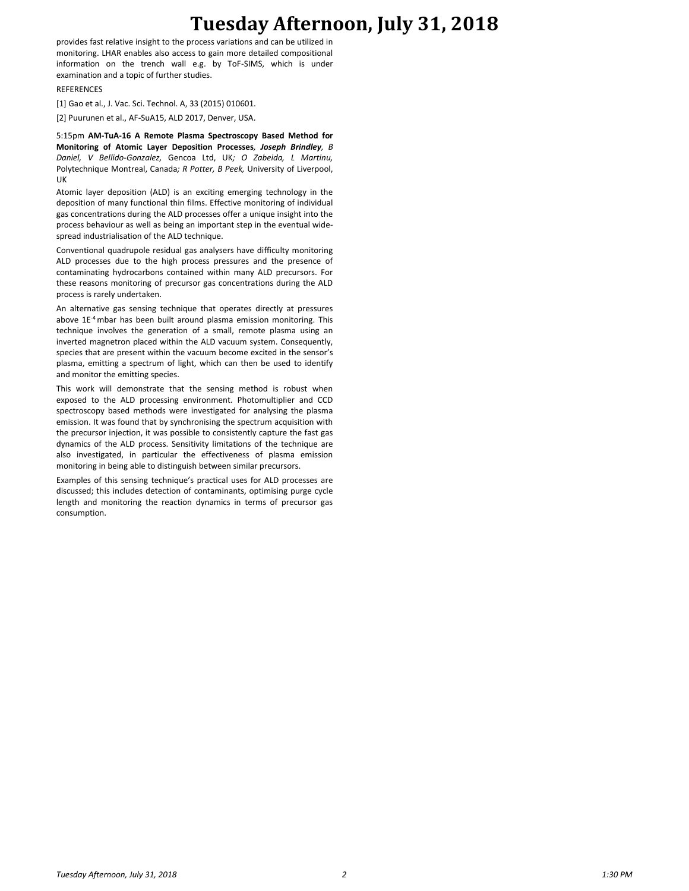provides fast relative insight to the process variations and can be utilized in monitoring. LHAR enables also access to gain more detailed compositional information on the trench wall e.g. by ToF-SIMS, which is under examination and a topic of further studies.

REFERENCES

[1] Gao et al., J. Vac. Sci. Technol. A, 33 (2015) 010601.

[2] Puurunen et al., AF-SuA15, ALD 2017, Denver, USA.

5:15pm **AM-TuA-16 A Remote Plasma Spectroscopy Based Method for Monitoring of Atomic Layer Deposition Processes**, ***Joseph Brindley***, *B Daniel, V Bellido-Gonzalez,* Gencoa Ltd, UK*; O Zabeida, L Martinu,* Polytechnique Montreal, Canada*; R Potter, B Peek,* University of Liverpool, UK

Atomic layer deposition (ALD) is an exciting emerging technology in the deposition of many functional thin films. Effective monitoring of individual gas concentrations during the ALD processes offer a unique insight into the process behaviour as well as being an important step in the eventual wide-spread industrialisation of the ALD technique.

Conventional quadrupole residual gas analysers have difficulty monitoring ALD processes due to the high process pressures and the presence of contaminating hydrocarbons contained within many ALD precursors. For these reasons monitoring of precursor gas concentrations during the ALD process is rarely undertaken.

An alternative gas sensing technique that operates directly at pressures above $1E^{-4}$ mbar has been built around plasma emission monitoring. This technique involves the generation of a small, remote plasma using an inverted magnetron placed within the ALD vacuum system. Consequently, species that are present within the vacuum become excited in the sensor's plasma, emitting a spectrum of light, which can then be used to identify and monitor the emitting species.

This work will demonstrate that the sensing method is robust when exposed to the ALD processing environment. Photomultiplier and CCD spectroscopy based methods were investigated for analysing the plasma emission. It was found that by synchronising the spectrum acquisition with the precursor injection, it was possible to consistently capture the fast gas dynamics of the ALD process. Sensitivity limitations of the technique are also investigated, in particular the effectiveness of plasma emission monitoring in being able to distinguish between similar precursors.

Examples of this sensing technique's practical uses for ALD processes are discussed; this includes detection of contaminants, optimising purge cycle length and monitoring the reaction dynamics in terms of precursor gas consumption.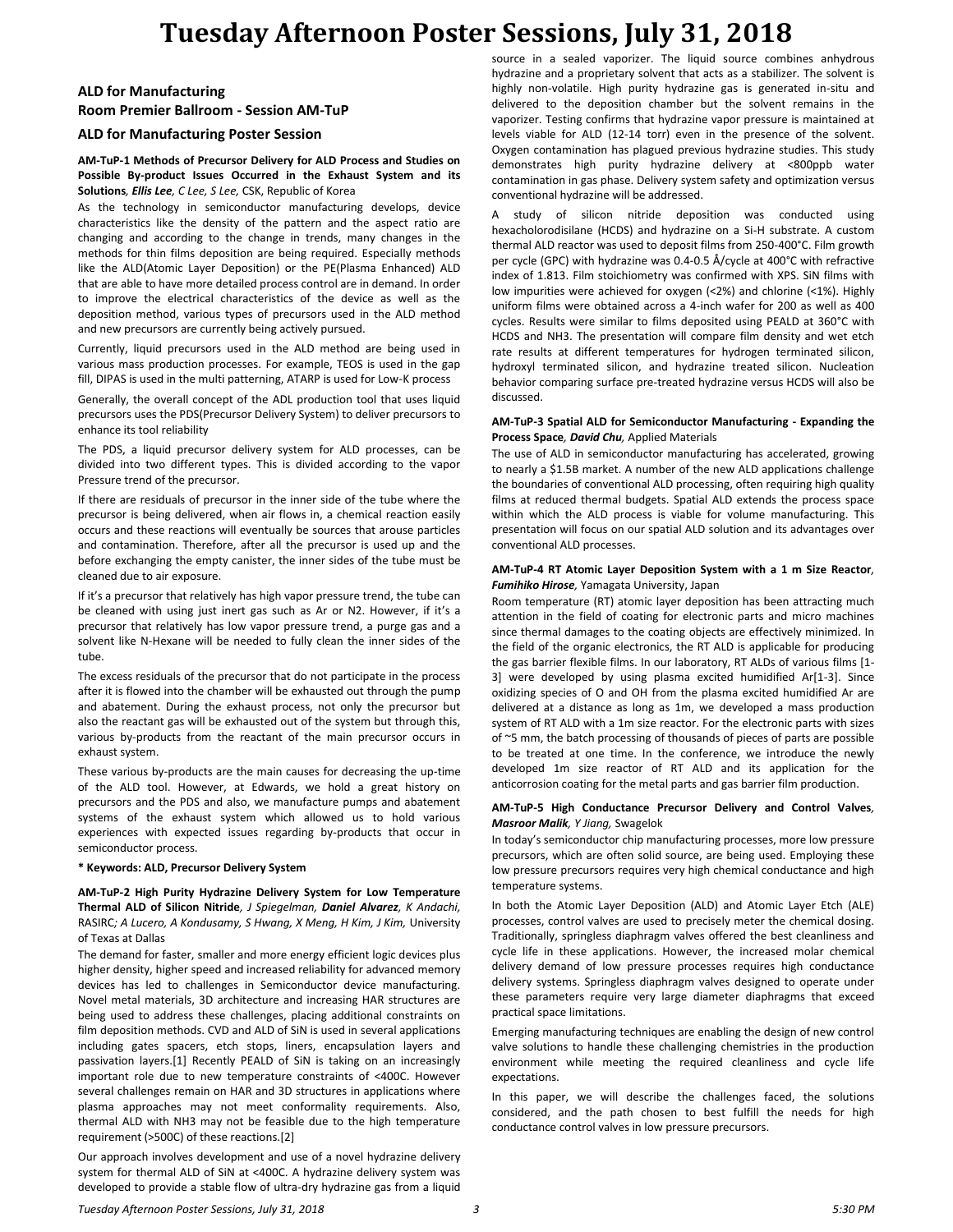# Tuesday Afternoon Poster Sessions, July 31, 2018

## ALD for Manufacturing
### Room Premier Ballroom - Session AM-TuP
### ALD for Manufacturing Poster Session

**AM-TuP-1 Methods of Precursor Delivery for ALD Process and Studies on Possible By-product Issues Occurred in the Exhaust System and its Solutions**, ***Ellis Lee**, C Lee, S Lee,* CSK, Republic of Korea

As the technology in semiconductor manufacturing develops, device characteristics like the density of the pattern and the aspect ratio are changing and according to the change in trends, many changes in the methods for thin films deposition are being required. Especially methods like the ALD(Atomic Layer Deposition) or the PE(Plasma Enhanced) ALD that are able to have more detailed process control are in demand. In order to improve the electrical characteristics of the device as well as the deposition method, various types of precursors used in the ALD method and new precursors are currently being actively pursued.

Currently, liquid precursors used in the ALD method are being used in various mass production processes. For example, TEOS is used in the gap fill, DIPAS is used in the multi patterning, ATARP is used for Low-K process

Generally, the overall concept of the ADL production tool that uses liquid precursors uses the PDS(Precursor Delivery System) to deliver precursors to enhance its tool reliability

The PDS, a liquid precursor delivery system for ALD processes, can be divided into two different types. This is divided according to the vapor Pressure trend of the precursor.

If there are residuals of precursor in the inner side of the tube where the precursor is being delivered, when air flows in, a chemical reaction easily occurs and these reactions will eventually be sources that arouse particles and contamination. Therefore, after all the precursor is used up and the before exchanging the empty canister, the inner sides of the tube must be cleaned due to air exposure.

If it's a precursor that relatively has high vapor pressure trend, the tube can be cleaned with using just inert gas such as Ar or N2. However, if it's a precursor that relatively has low vapor pressure trend, a purge gas and a solvent like N-Hexane will be needed to fully clean the inner sides of the tube.

The excess residuals of the precursor that do not participate in the process after it is flowed into the chamber will be exhausted out through the pump and abatement. During the exhaust process, not only the precursor but also the reactant gas will be exhausted out of the system but through this, various by-products from the reactant of the main precursor occurs in exhaust system.

These various by-products are the main causes for decreasing the up-time of the ALD tool. However, at Edwards, we hold a great history on precursors and the PDS and also, we manufacture pumps and abatement systems of the exhaust system which allowed us to hold various experiences with expected issues regarding by-products that occur in semiconductor process.

**\* Keywords: ALD, Precursor Delivery System**

**AM-TuP-2 High Purity Hydrazine Delivery System for Low Temperature Thermal ALD of Silicon Nitride**, *J Spiegelman, **Daniel Alvarez**, K Andachi,* RASIRC*; A Lucero, A Kondusamy, S Hwang, X Meng, H Kim, J Kim,* University of Texas at Dallas

The demand for faster, smaller and more energy efficient logic devices plus higher density, higher speed and increased reliability for advanced memory devices has led to challenges in Semiconductor device manufacturing. Novel metal materials, 3D architecture and increasing HAR structures are being used to address these challenges, placing additional constraints on film deposition methods. CVD and ALD of SiN is used in several applications including gates spacers, etch stops, liners, encapsulation layers and passivation layers.[1] Recently PEALD of SiN is taking on an increasingly important role due to new temperature constraints of <400C. However several challenges remain on HAR and 3D structures in applications where plasma approaches may not meet conformality requirements. Also, thermal ALD with NH3 may not be feasible due to the high temperature requirement (>500C) of these reactions.[2]

Our approach involves development and use of a novel hydrazine delivery system for thermal ALD of SiN at <400C. A hydrazine delivery system was developed to provide a stable flow of ultra-dry hydrazine gas from a liquid source in a sealed vaporizer. The liquid source combines anhydrous hydrazine and a proprietary solvent that acts as a stabilizer. The solvent is highly non-volatile. High purity hydrazine gas is generated in-situ and delivered to the deposition chamber but the solvent remains in the vaporizer. Testing confirms that hydrazine vapor pressure is maintained at levels viable for ALD (12-14 torr) even in the presence of the solvent. Oxygen contamination has plagued previous hydrazine studies. This study demonstrates high purity hydrazine delivery at <800ppb water contamination in gas phase. Delivery system safety and optimization versus conventional hydrazine will be addressed.

A study of silicon nitride deposition was conducted using hexacholorodisilane (HCDS) and hydrazine on a Si-H substrate. A custom thermal ALD reactor was used to deposit films from 250-400°C. Film growth per cycle (GPC) with hydrazine was 0.4-0.5 Å/cycle at 400°C with refractive index of 1.813. Film stoichiometry was confirmed with XPS. SiN films with low impurities were achieved for oxygen (<2%) and chlorine (<1%). Highly uniform films were obtained across a 4-inch wafer for 200 as well as 400 cycles. Results were similar to films deposited using PEALD at 360°C with HCDS and NH3. The presentation will compare film density and wet etch rate results at different temperatures for hydrogen terminated silicon, hydroxyl terminated silicon, and hydrazine treated silicon. Nucleation behavior comparing surface pre-treated hydrazine versus HCDS will also be discussed.

**AM-TuP-3 Spatial ALD for Semiconductor Manufacturing - Expanding the Process Space**, ***David Chu**,* Applied Materials

The use of ALD in semiconductor manufacturing has accelerated, growing to nearly a $1.5B market. A number of the new ALD applications challenge the boundaries of conventional ALD processing, often requiring high quality films at reduced thermal budgets. Spatial ALD extends the process space within which the ALD process is viable for volume manufacturing. This presentation will focus on our spatial ALD solution and its advantages over conventional ALD processes.

**AM-TuP-4 RT Atomic Layer Deposition System with a 1 m Size Reactor**, ***Fumihiko Hirose**,* Yamagata University, Japan

Room temperature (RT) atomic layer deposition has been attracting much attention in the field of coating for electronic parts and micro machines since thermal damages to the coating objects are effectively minimized. In the field of the organic electronics, the RT ALD is applicable for producing the gas barrier flexible films. In our laboratory, RT ALDs of various films [1-3] were developed by using plasma excited humidified Ar[1-3]. Since oxidizing species of O and OH from the plasma excited humidified Ar are delivered at a distance as long as 1m, we developed a mass production system of RT ALD with a 1m size reactor. For the electronic parts with sizes of ~5 mm, the batch processing of thousands of pieces of parts are possible to be treated at one time. In the conference, we introduce the newly developed 1m size reactor of RT ALD and its application for the anticorrosion coating for the metal parts and gas barrier film production.

**AM-TuP-5 High Conductance Precursor Delivery and Control Valves**, ***Masroor Malik**, Y Jiang,* Swagelok

In today's semiconductor chip manufacturing processes, more low pressure precursors, which are often solid source, are being used. Employing these low pressure precursors requires very high chemical conductance and high temperature systems.

In both the Atomic Layer Deposition (ALD) and Atomic Layer Etch (ALE) processes, control valves are used to precisely meter the chemical dosing. Traditionally, springless diaphragm valves offered the best cleanliness and cycle life in these applications. However, the increased molar chemical delivery demand of low pressure processes requires high conductance delivery systems. Springless diaphragm valves designed to operate under these parameters require very large diameter diaphragms that exceed practical space limitations.

Emerging manufacturing techniques are enabling the design of new control valve solutions to handle these challenging chemistries in the production environment while meeting the required cleanliness and cycle life expectations.

In this paper, we will describe the challenges faced, the solutions considered, and the path chosen to best fulfill the needs for high conductance control valves in low pressure precursors.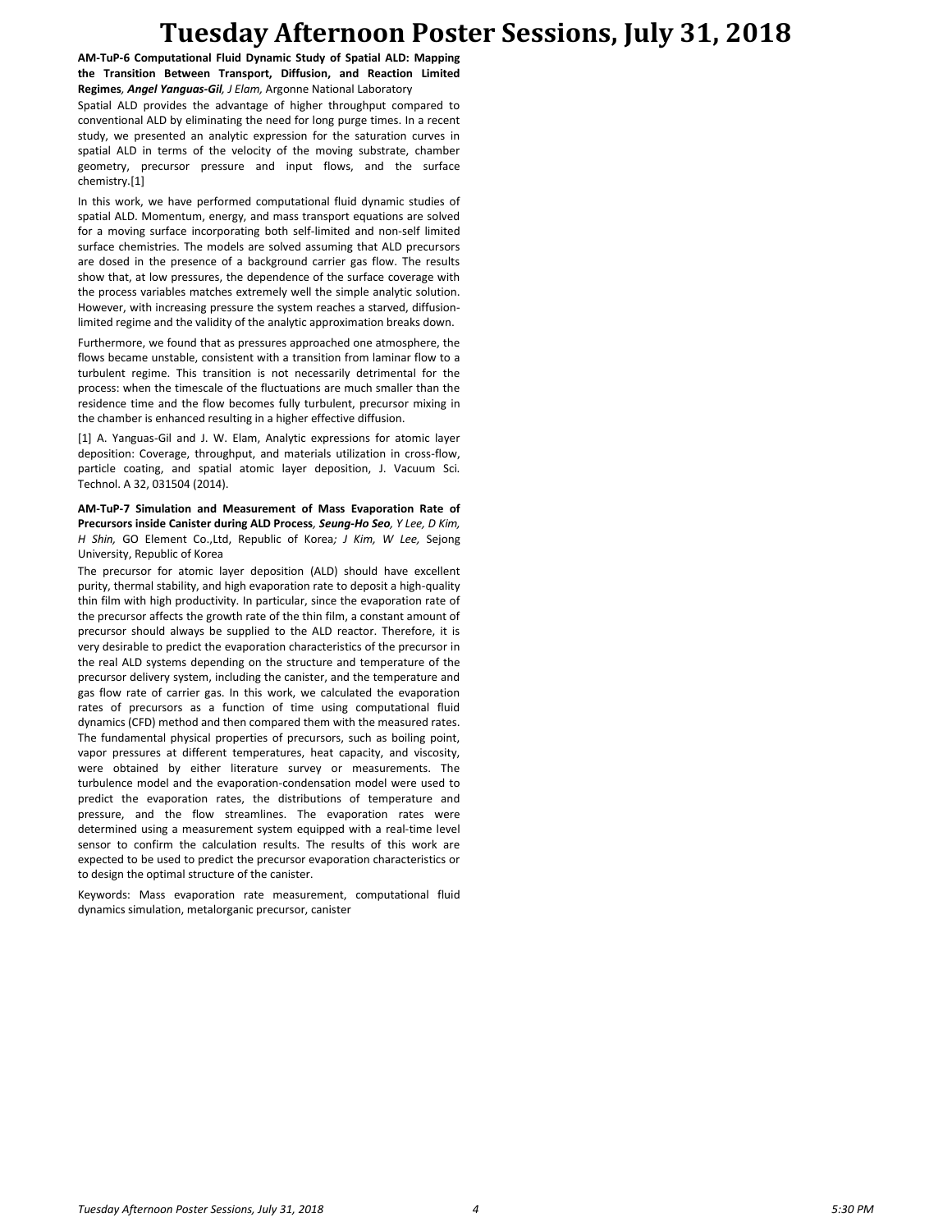**AM-TuP-6 Computational Fluid Dynamic Study of Spatial ALD: Mapping the Transition Between Transport, Diffusion, and Reaction Limited Regimes**, ***Angel Yanguas-Gil***, *J Elam,* Argonne National Laboratory

Spatial ALD provides the advantage of higher throughput compared to conventional ALD by eliminating the need for long purge times. In a recent study, we presented an analytic expression for the saturation curves in spatial ALD in terms of the velocity of the moving substrate, chamber geometry, precursor pressure and input flows, and the surface chemistry.[1]

In this work, we have performed computational fluid dynamic studies of spatial ALD. Momentum, energy, and mass transport equations are solved for a moving surface incorporating both self-limited and non-self limited surface chemistries. The models are solved assuming that ALD precursors are dosed in the presence of a background carrier gas flow. The results show that, at low pressures, the dependence of the surface coverage with the process variables matches extremely well the simple analytic solution. However, with increasing pressure the system reaches a starved, diffusion-limited regime and the validity of the analytic approximation breaks down.

Furthermore, we found that as pressures approached one atmosphere, the flows became unstable, consistent with a transition from laminar flow to a turbulent regime. This transition is not necessarily detrimental for the process: when the timescale of the fluctuations are much smaller than the residence time and the flow becomes fully turbulent, precursor mixing in the chamber is enhanced resulting in a higher effective diffusion.

[1] A. Yanguas-Gil and J. W. Elam, Analytic expressions for atomic layer deposition: Coverage, throughput, and materials utilization in cross-flow, particle coating, and spatial atomic layer deposition, J. Vacuum Sci. Technol. A 32, 031504 (2014).

**AM-TuP-7 Simulation and Measurement of Mass Evaporation Rate of Precursors inside Canister during ALD Process**, ***Seung-Ho Seo***, *Y Lee, D Kim, H Shin,* GO Element Co.,Ltd, Republic of Korea*; J Kim, W Lee,* Sejong University, Republic of Korea

The precursor for atomic layer deposition (ALD) should have excellent purity, thermal stability, and high evaporation rate to deposit a high-quality thin film with high productivity. In particular, since the evaporation rate of the precursor affects the growth rate of the thin film, a constant amount of precursor should always be supplied to the ALD reactor. Therefore, it is very desirable to predict the evaporation characteristics of the precursor in the real ALD systems depending on the structure and temperature of the precursor delivery system, including the canister, and the temperature and gas flow rate of carrier gas. In this work, we calculated the evaporation rates of precursors as a function of time using computational fluid dynamics (CFD) method and then compared them with the measured rates. The fundamental physical properties of precursors, such as boiling point, vapor pressures at different temperatures, heat capacity, and viscosity, were obtained by either literature survey or measurements. The turbulence model and the evaporation-condensation model were used to predict the evaporation rates, the distributions of temperature and pressure, and the flow streamlines. The evaporation rates were determined using a measurement system equipped with a real-time level sensor to confirm the calculation results. The results of this work are expected to be used to predict the precursor evaporation characteristics or to design the optimal structure of the canister.

Keywords: Mass evaporation rate measurement, computational fluid dynamics simulation, metalorganic precursor, canister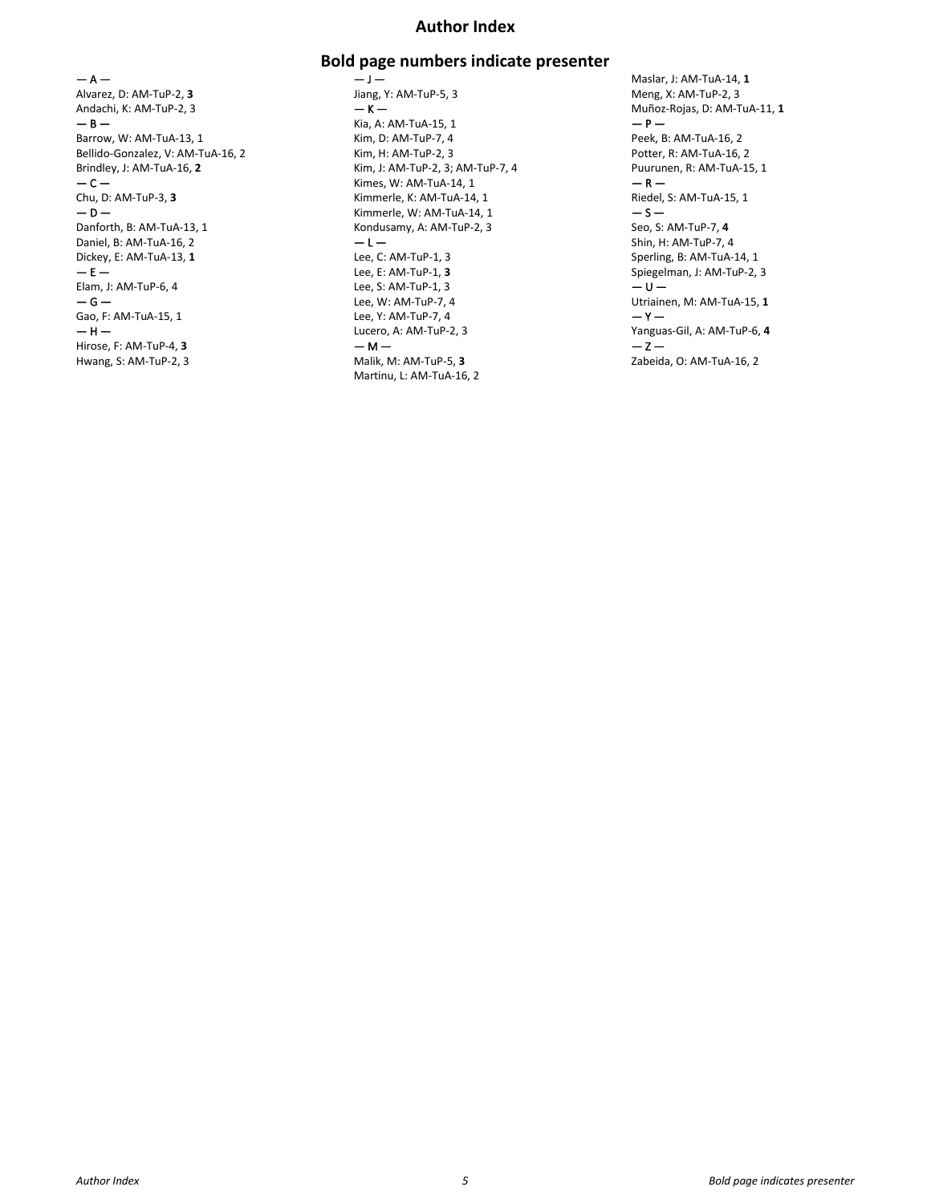# Author Index

## Bold page numbers indicate presenter

— A —
Alvarez, D: AM-TuP-2, **3**
Andachi, K: AM-TuP-2, 3
— B —
Barrow, W: AM-TuA-13, 1
Bellido-Gonzalez, V: AM-TuA-16, 2
Brindley, J: AM-TuA-16, **2**
— C —
Chu, D: AM-TuP-3, **3**
— D —
Danforth, B: AM-TuA-13, 1
Daniel, B: AM-TuA-16, 2
Dickey, E: AM-TuA-13, **1**
— E —
Elam, J: AM-TuP-6, 4
— G —
Gao, F: AM-TuA-15, 1
— H —
Hirose, F: AM-TuP-4, **3**
Hwang, S: AM-TuP-2, 3
— J —
Jiang, Y: AM-TuP-5, 3
— K —
Kia, A: AM-TuA-15, 1
Kim, D: AM-TuP-7, 4
Kim, H: AM-TuP-2, 3
Kim, J: AM-TuP-2, 3; AM-TuP-7, 4
Kimes, W: AM-TuA-14, 1
Kimmerle, K: AM-TuA-14, 1
Kimmerle, W: AM-TuA-14, 1
Kondusamy, A: AM-TuP-2, 3
— L —
Lee, C: AM-TuP-1, 3
Lee, E: AM-TuP-1, **3**
Lee, S: AM-TuP-1, 3
Lee, W: AM-TuP-7, 4
Lee, Y: AM-TuP-7, 4
Lucero, A: AM-TuP-2, 3
— M —
Malik, M: AM-TuP-5, **3**
Martinu, L: AM-TuA-16, 2
Maslar, J: AM-TuA-14, **1**
Meng, X: AM-TuP-2, 3
Muñoz-Rojas, D: AM-TuA-11, **1**
— P —
Peek, B: AM-TuA-16, 2
Potter, R: AM-TuA-16, 2
Puurunen, R: AM-TuA-15, 1
— R —
Riedel, S: AM-TuA-15, 1
— S —
Seo, S: AM-TuP-7, **4**
Shin, H: AM-TuP-7, 4
Sperling, B: AM-TuA-14, 1
Spiegelman, J: AM-TuP-2, 3
— U —
Utriainen, M: AM-TuA-15, **1**
— Y —
Yanguas-Gil, A: AM-TuP-6, **4**
— Z —
Zabeida, O: AM-TuA-16, 2